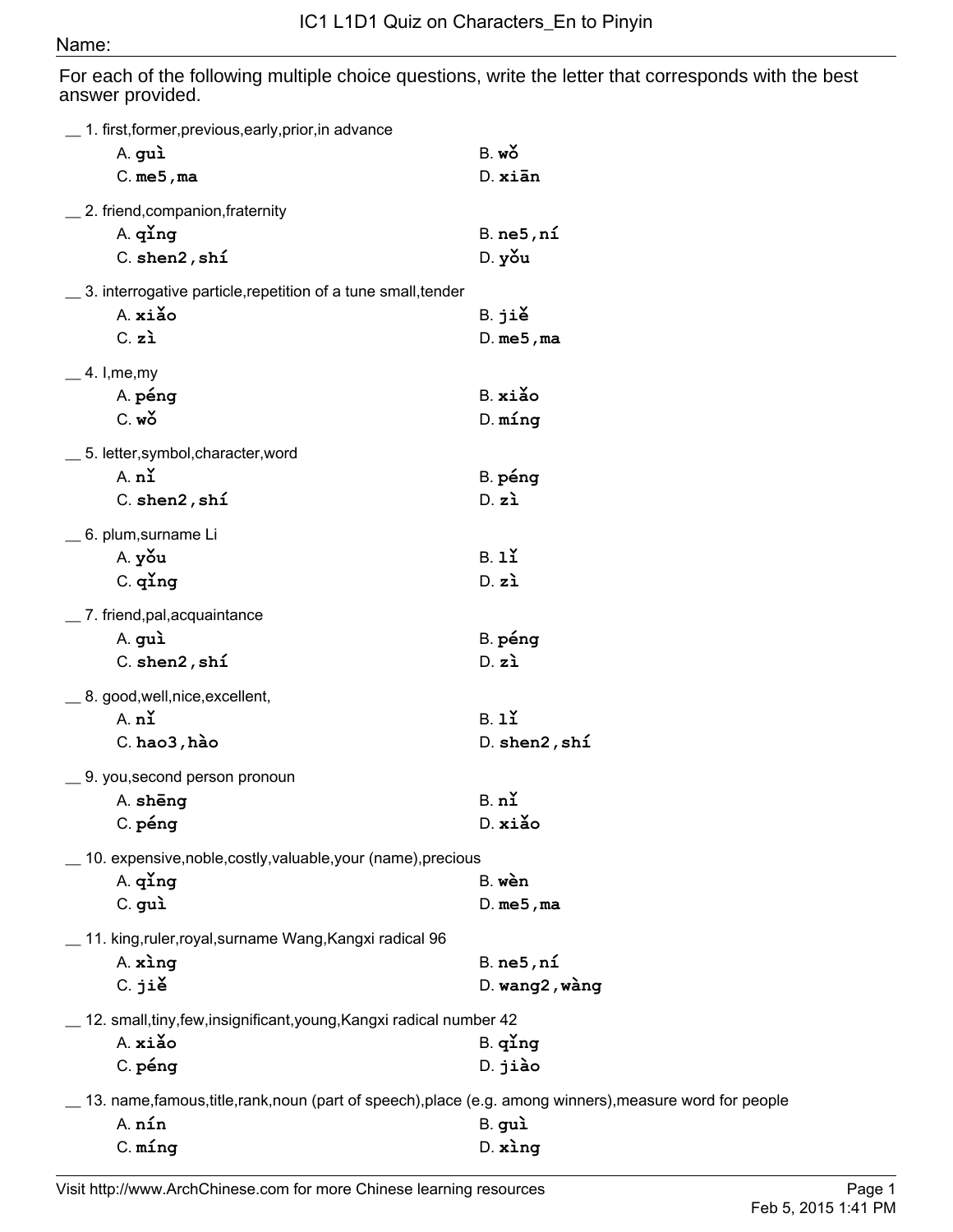# IC1 L1D1 Quiz on Characters_En to Pinyin

Name:

For each of the following multiple choice questions, write the letter that corresponds with the best answer provided.

__ 1. first,former,previous,early,prior,in advance

A. **guì**
B. **wǒ**
C. **me5,ma**
D. **xiān**

__ 2. friend,companion,fraternity

A. **qǐng**
B. **ne5,ní**
C. **shen2,shí**
D. **yǒu**

__ 3. interrogative particle,repetition of a tune small,tender

A. **xiǎo**
B. **jiě**
C. **zì**
D. **me5,ma**

__ 4. I,me,my

A. **péng**
B. **xiǎo**
C. **wǒ**
D. **míng**

__ 5. letter,symbol,character,word

A. **nǐ**
B. **péng**
C. **shen2,shí**
D. **zì**

__ 6. plum,surname Li

A. **yǒu**
B. **lǐ**
C. **qǐng**
D. **zì**

__ 7. friend,pal,acquaintance

A. **guì**
B. **péng**
C. **shen2,shí**
D. **zì**

__ 8. good,well,nice,excellent,

A. **nǐ**
B. **lǐ**
C. **hao3,hào**
D. **shen2,shí**

__ 9. you,second person pronoun

A. **shēng**
B. **nǐ**
C. **péng**
D. **xiǎo**

__ 10. expensive,noble,costly,valuable,your (name),precious

A. **qǐng**
B. **wèn**
C. **guì**
D. **me5,ma**

__ 11. king,ruler,royal,surname Wang,Kangxi radical 96

A. **xìng**
B. **ne5,ní**
C. **jiě**
D. **wang2,wàng**

__ 12. small,tiny,few,insignificant,young,Kangxi radical number 42

A. **xiǎo**
B. **qǐng**
C. **péng**
D. **jiào**

__ 13. name,famous,title,rank,noun (part of speech),place (e.g. among winners),measure word for people

A. **nín**
B. **guì**
C. **míng**
D. **xìng**

Visit http://www.ArchChinese.com for more Chinese learning resources

Feb 5, 2015 1:41 PM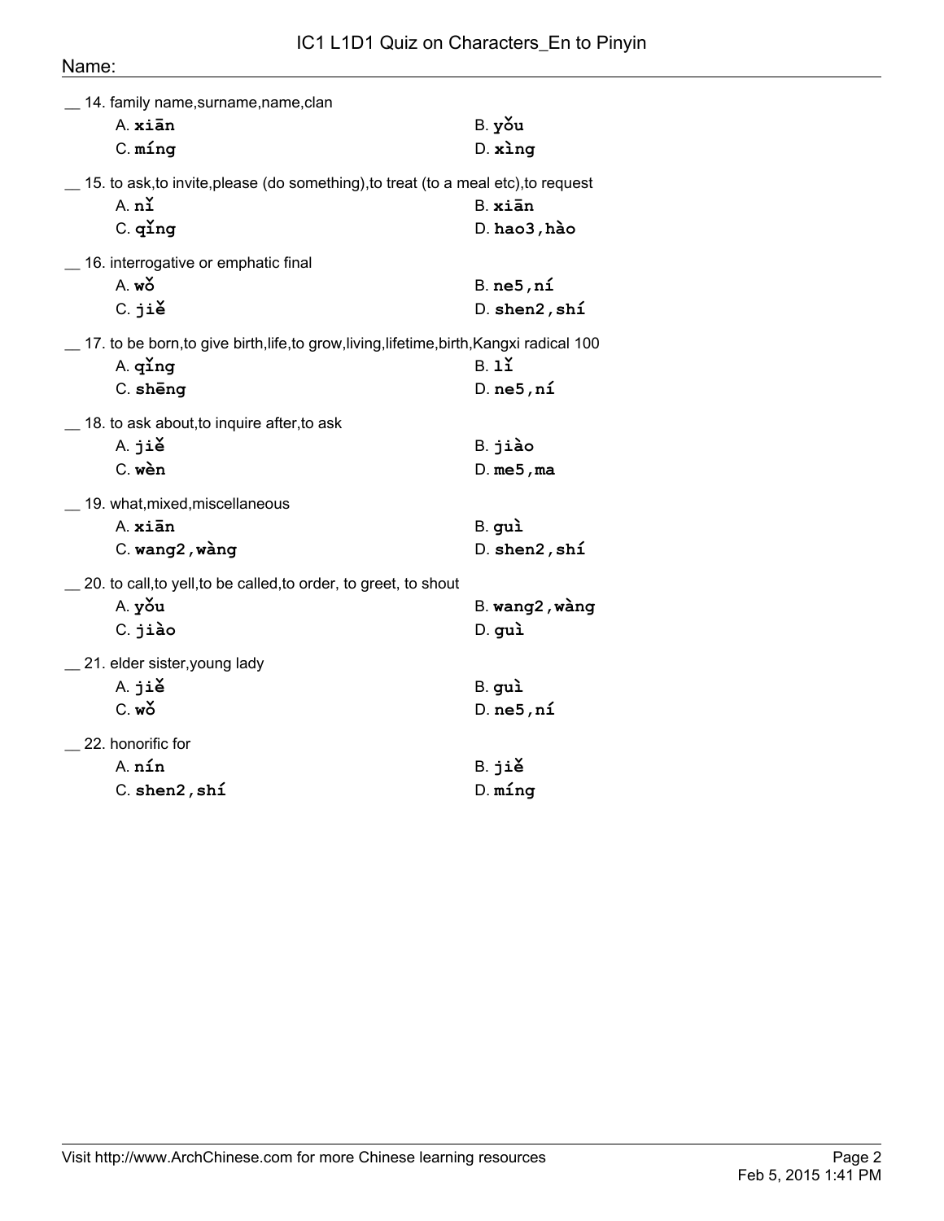IC1 L1D1 Quiz on Characters_En to Pinyin

Name:

__ 14. family name,surname,name,clan

A. **xiān**　　B. **yǒu**
C. **míng**　　D. **xìng**

__ 15. to ask,to invite,please (do something),to treat (to a meal etc),to request

A. **nǐ**　　B. **xiān**
C. **qǐng**　　D. **hao3,hào**

__ 16. interrogative or emphatic final

A. **wǒ**　　B. **ne5,ní**
C. **jiě**　　D. **shen2,shí**

__ 17. to be born,to give birth,life,to grow,living,lifetime,birth,Kangxi radical 100

A. **qǐng**　　B. **lǐ**
C. **shēng**　　D. **ne5,ní**

__ 18. to ask about,to inquire after,to ask

A. **jiě**　　B. **jiào**
C. **wèn**　　D. **me5,ma**

__ 19. what,mixed,miscellaneous

A. **xiān**　　B. **guì**
C. **wang2,wàng**　　D. **shen2,shí**

__ 20. to call,to yell,to be called,to order, to greet, to shout

A. **yǒu**　　B. **wang2,wàng**
C. **jiào**　　D. **guì**

__ 21. elder sister,young lady

A. **jiě**　　B. **guì**
C. **wǒ**　　D. **ne5,ní**

__ 22. honorific for

A. **nín**　　B. **jiě**
C. **shen2,shí**　　D. **míng**

Visit http://www.ArchChinese.com for more Chinese learning resources

Feb 5, 2015 1:41 PM